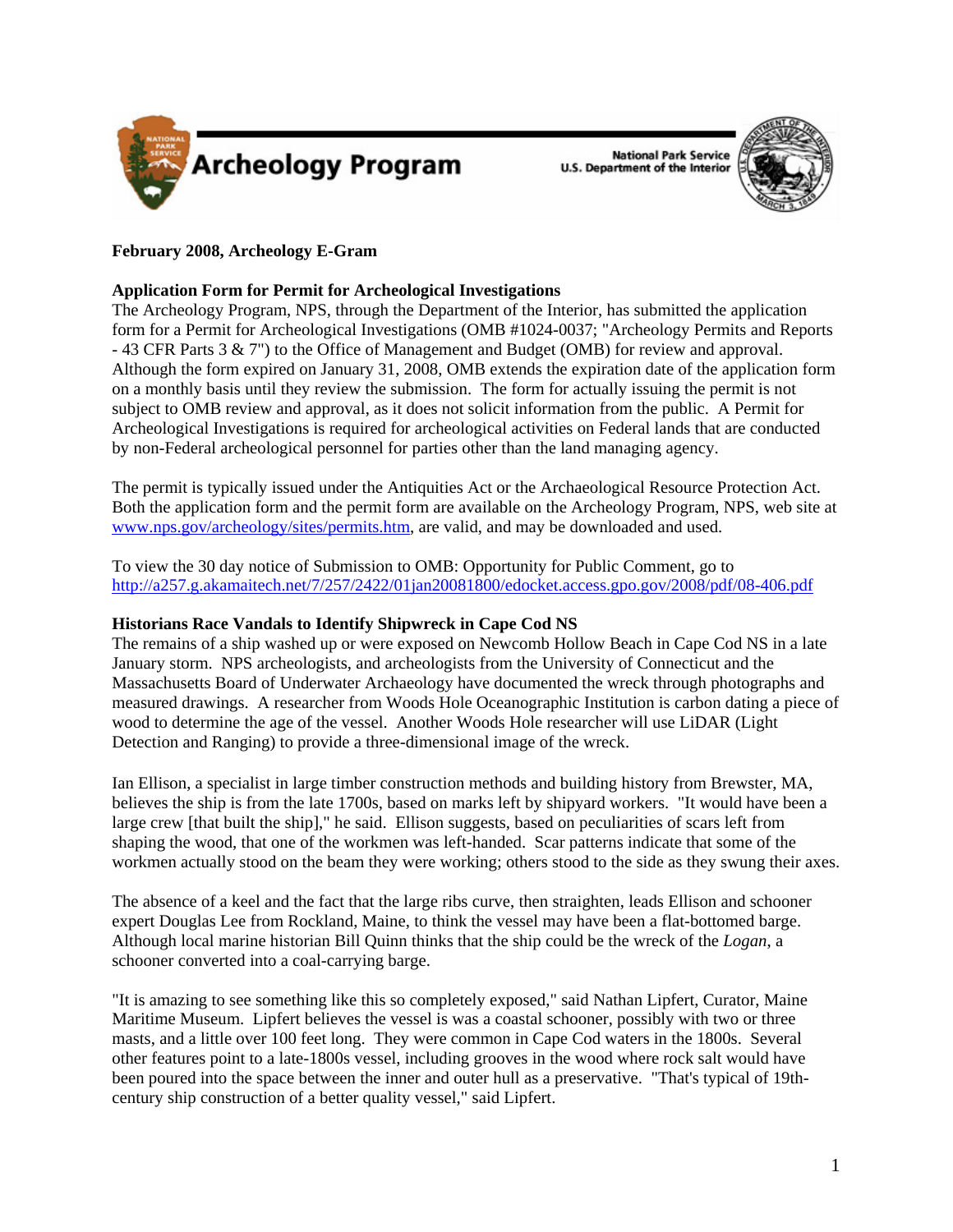# Archeology Program

National Park Service
U.S. Department of the Interior

**February 2008, Archeology E-Gram**

**Application Form for Permit for Archeological Investigations**

The Archeology Program, NPS, through the Department of the Interior, has submitted the application form for a Permit for Archeological Investigations (OMB #1024-0037; "Archeology Permits and Reports - 43 CFR Parts 3 & 7") to the Office of Management and Budget (OMB) for review and approval. Although the form expired on January 31, 2008, OMB extends the expiration date of the application form on a monthly basis until they review the submission. The form for actually issuing the permit is not subject to OMB review and approval, as it does not solicit information from the public. A Permit for Archeological Investigations is required for archeological activities on Federal lands that are conducted by non-Federal archeological personnel for parties other than the land managing agency.

The permit is typically issued under the Antiquities Act or the Archaeological Resource Protection Act. Both the application form and the permit form are available on the Archeology Program, NPS, web site at [www.nps.gov/archeology/sites/permits.htm](www.nps.gov/archeology/sites/permits.htm), are valid, and may be downloaded and used.

To view the 30 day notice of Submission to OMB: Opportunity for Public Comment, go to [http://a257.g.akamaitech.net/7/257/2422/01jan20081800/edocket.access.gpo.gov/2008/pdf/08-406.pdf](http://a257.g.akamaitech.net/7/257/2422/01jan20081800/edocket.access.gpo.gov/2008/pdf/08-406.pdf)

**Historians Race Vandals to Identify Shipwreck in Cape Cod NS**

The remains of a ship washed up or were exposed on Newcomb Hollow Beach in Cape Cod NS in a late January storm. NPS archeologists, and archeologists from the University of Connecticut and the Massachusetts Board of Underwater Archaeology have documented the wreck through photographs and measured drawings. A researcher from Woods Hole Oceanographic Institution is carbon dating a piece of wood to determine the age of the vessel. Another Woods Hole researcher will use LiDAR (Light Detection and Ranging) to provide a three-dimensional image of the wreck.

Ian Ellison, a specialist in large timber construction methods and building history from Brewster, MA, believes the ship is from the late 1700s, based on marks left by shipyard workers. "It would have been a large crew [that built the ship]," he said. Ellison suggests, based on peculiarities of scars left from shaping the wood, that one of the workmen was left-handed. Scar patterns indicate that some of the workmen actually stood on the beam they were working; others stood to the side as they swung their axes.

The absence of a keel and the fact that the large ribs curve, then straighten, leads Ellison and schooner expert Douglas Lee from Rockland, Maine, to think the vessel may have been a flat-bottomed barge. Although local marine historian Bill Quinn thinks that the ship could be the wreck of the *Logan*, a schooner converted into a coal-carrying barge.

"It is amazing to see something like this so completely exposed," said Nathan Lipfert, Curator, Maine Maritime Museum. Lipfert believes the vessel is was a coastal schooner, possibly with two or three masts, and a little over 100 feet long. They were common in Cape Cod waters in the 1800s. Several other features point to a late-1800s vessel, including grooves in the wood where rock salt would have been poured into the space between the inner and outer hull as a preservative. "That's typical of 19th-century ship construction of a better quality vessel," said Lipfert.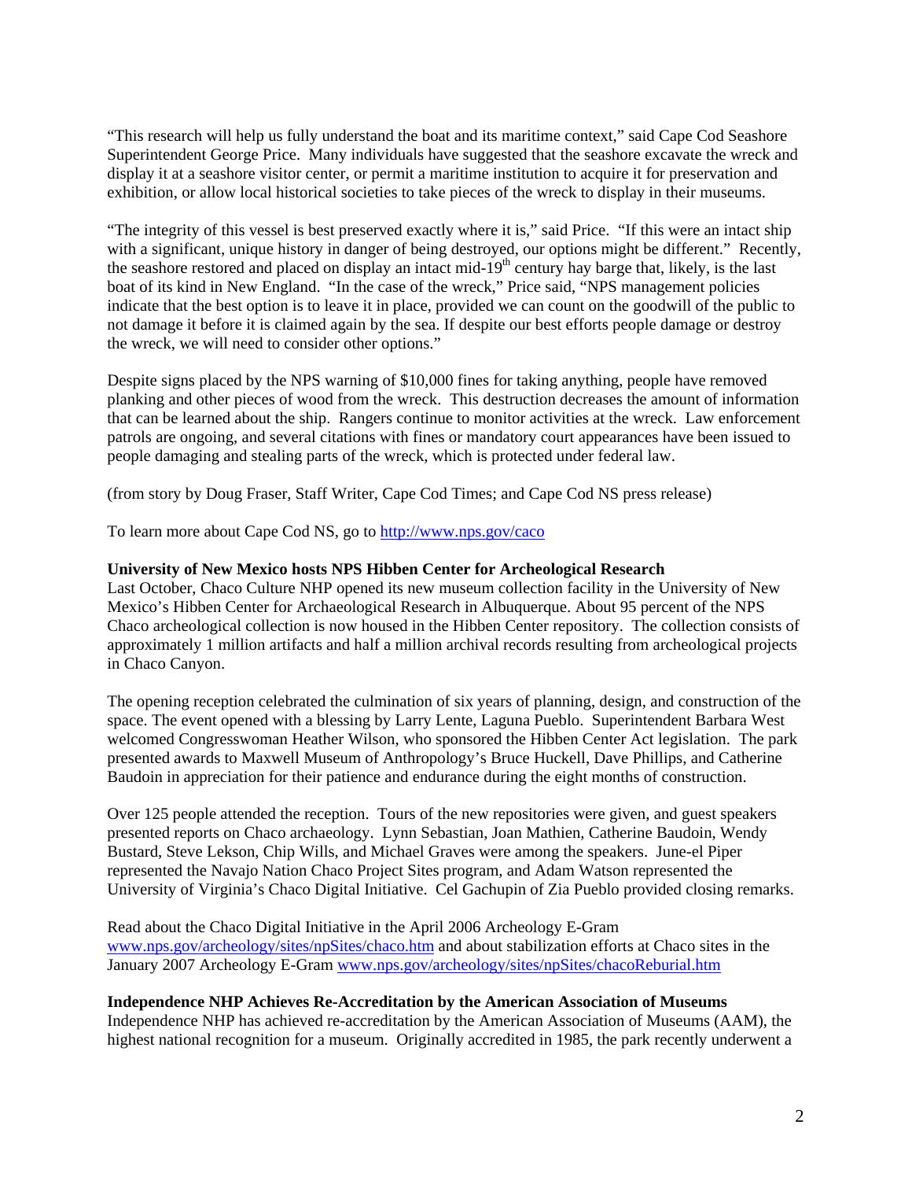"This research will help us fully understand the boat and its maritime context," said Cape Cod Seashore Superintendent George Price. Many individuals have suggested that the seashore excavate the wreck and display it at a seashore visitor center, or permit a maritime institution to acquire it for preservation and exhibition, or allow local historical societies to take pieces of the wreck to display in their museums.

"The integrity of this vessel is best preserved exactly where it is," said Price. "If this were an intact ship with a significant, unique history in danger of being destroyed, our options might be different." Recently, the seashore restored and placed on display an intact mid-19th century hay barge that, likely, is the last boat of its kind in New England. "In the case of the wreck," Price said, "NPS management policies indicate that the best option is to leave it in place, provided we can count on the goodwill of the public to not damage it before it is claimed again by the sea. If despite our best efforts people damage or destroy the wreck, we will need to consider other options."

Despite signs placed by the NPS warning of $10,000 fines for taking anything, people have removed planking and other pieces of wood from the wreck. This destruction decreases the amount of information that can be learned about the ship. Rangers continue to monitor activities at the wreck. Law enforcement patrols are ongoing, and several citations with fines or mandatory court appearances have been issued to people damaging and stealing parts of the wreck, which is protected under federal law.

(from story by Doug Fraser, Staff Writer, Cape Cod Times; and Cape Cod NS press release)

To learn more about Cape Cod NS, go to http://www.nps.gov/caco

**University of New Mexico hosts NPS Hibben Center for Archeological Research**
Last October, Chaco Culture NHP opened its new museum collection facility in the University of New Mexico's Hibben Center for Archaeological Research in Albuquerque. About 95 percent of the NPS Chaco archeological collection is now housed in the Hibben Center repository. The collection consists of approximately 1 million artifacts and half a million archival records resulting from archeological projects in Chaco Canyon.

The opening reception celebrated the culmination of six years of planning, design, and construction of the space. The event opened with a blessing by Larry Lente, Laguna Pueblo. Superintendent Barbara West welcomed Congresswoman Heather Wilson, who sponsored the Hibben Center Act legislation. The park presented awards to Maxwell Museum of Anthropology's Bruce Huckell, Dave Phillips, and Catherine Baudoin in appreciation for their patience and endurance during the eight months of construction.

Over 125 people attended the reception. Tours of the new repositories were given, and guest speakers presented reports on Chaco archaeology. Lynn Sebastian, Joan Mathien, Catherine Baudoin, Wendy Bustard, Steve Lekson, Chip Wills, and Michael Graves were among the speakers. June-el Piper represented the Navajo Nation Chaco Project Sites program, and Adam Watson represented the University of Virginia's Chaco Digital Initiative. Cel Gachupin of Zia Pueblo provided closing remarks.

Read about the Chaco Digital Initiative in the April 2006 Archeology E-Gram www.nps.gov/archeology/sites/npSites/chaco.htm and about stabilization efforts at Chaco sites in the January 2007 Archeology E-Gram www.nps.gov/archeology/sites/npSites/chacoReburial.htm

**Independence NHP Achieves Re-Accreditation by the American Association of Museums**
Independence NHP has achieved re-accreditation by the American Association of Museums (AAM), the highest national recognition for a museum. Originally accredited in 1985, the park recently underwent a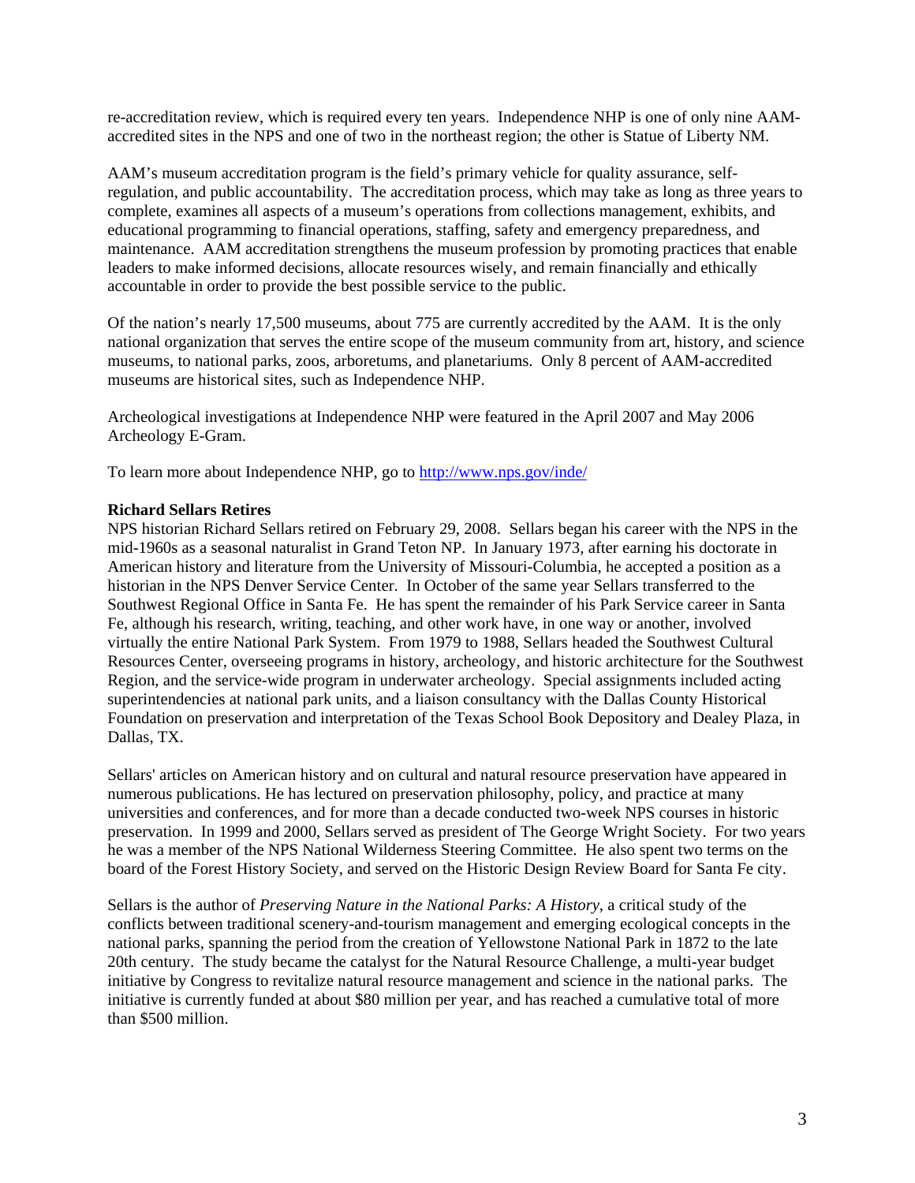re-accreditation review, which is required every ten years. Independence NHP is one of only nine AAM-accredited sites in the NPS and one of two in the northeast region; the other is Statue of Liberty NM.

AAM's museum accreditation program is the field's primary vehicle for quality assurance, self-regulation, and public accountability. The accreditation process, which may take as long as three years to complete, examines all aspects of a museum's operations from collections management, exhibits, and educational programming to financial operations, staffing, safety and emergency preparedness, and maintenance. AAM accreditation strengthens the museum profession by promoting practices that enable leaders to make informed decisions, allocate resources wisely, and remain financially and ethically accountable in order to provide the best possible service to the public.

Of the nation's nearly 17,500 museums, about 775 are currently accredited by the AAM. It is the only national organization that serves the entire scope of the museum community from art, history, and science museums, to national parks, zoos, arboretums, and planetariums. Only 8 percent of AAM-accredited museums are historical sites, such as Independence NHP.

Archeological investigations at Independence NHP were featured in the April 2007 and May 2006 Archeology E-Gram.

To learn more about Independence NHP, go to http://www.nps.gov/inde/

**Richard Sellars Retires**

NPS historian Richard Sellars retired on February 29, 2008. Sellars began his career with the NPS in the mid-1960s as a seasonal naturalist in Grand Teton NP. In January 1973, after earning his doctorate in American history and literature from the University of Missouri-Columbia, he accepted a position as a historian in the NPS Denver Service Center. In October of the same year Sellars transferred to the Southwest Regional Office in Santa Fe. He has spent the remainder of his Park Service career in Santa Fe, although his research, writing, teaching, and other work have, in one way or another, involved virtually the entire National Park System. From 1979 to 1988, Sellars headed the Southwest Cultural Resources Center, overseeing programs in history, archeology, and historic architecture for the Southwest Region, and the service-wide program in underwater archeology. Special assignments included acting superintendencies at national park units, and a liaison consultancy with the Dallas County Historical Foundation on preservation and interpretation of the Texas School Book Depository and Dealey Plaza, in Dallas, TX.

Sellars' articles on American history and on cultural and natural resource preservation have appeared in numerous publications. He has lectured on preservation philosophy, policy, and practice at many universities and conferences, and for more than a decade conducted two-week NPS courses in historic preservation. In 1999 and 2000, Sellars served as president of The George Wright Society. For two years he was a member of the NPS National Wilderness Steering Committee. He also spent two terms on the board of the Forest History Society, and served on the Historic Design Review Board for Santa Fe city.

Sellars is the author of *Preserving Nature in the National Parks: A History*, a critical study of the conflicts between traditional scenery-and-tourism management and emerging ecological concepts in the national parks, spanning the period from the creation of Yellowstone National Park in 1872 to the late 20th century. The study became the catalyst for the Natural Resource Challenge, a multi-year budget initiative by Congress to revitalize natural resource management and science in the national parks. The initiative is currently funded at about $80 million per year, and has reached a cumulative total of more than $500 million.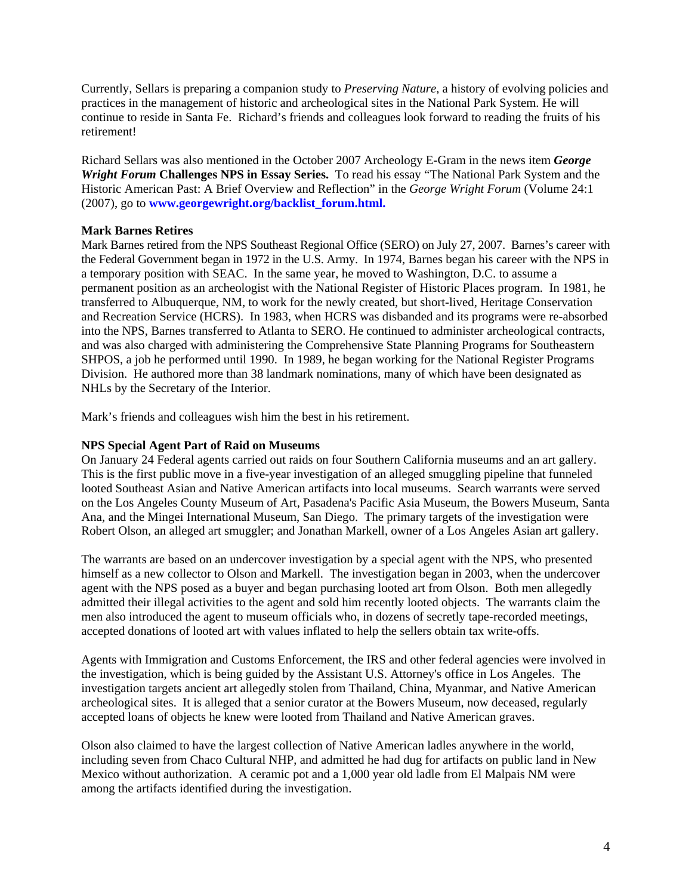Currently, Sellars is preparing a companion study to *Preserving Nature*, a history of evolving policies and practices in the management of historic and archeological sites in the National Park System. He will continue to reside in Santa Fe. Richard's friends and colleagues look forward to reading the fruits of his retirement!

Richard Sellars was also mentioned in the October 2007 Archeology E-Gram in the news item ***George Wright Forum* Challenges NPS in Essay Series.** To read his essay "The National Park System and the Historic American Past: A Brief Overview and Reflection" in the *George Wright Forum* (Volume 24:1 (2007), go to **www.georgewright.org/backlist_forum.html.**

**Mark Barnes Retires**

Mark Barnes retired from the NPS Southeast Regional Office (SERO) on July 27, 2007. Barnes's career with the Federal Government began in 1972 in the U.S. Army. In 1974, Barnes began his career with the NPS in a temporary position with SEAC. In the same year, he moved to Washington, D.C. to assume a permanent position as an archeologist with the National Register of Historic Places program. In 1981, he transferred to Albuquerque, NM, to work for the newly created, but short-lived, Heritage Conservation and Recreation Service (HCRS). In 1983, when HCRS was disbanded and its programs were re-absorbed into the NPS, Barnes transferred to Atlanta to SERO. He continued to administer archeological contracts, and was also charged with administering the Comprehensive State Planning Programs for Southeastern SHPOS, a job he performed until 1990. In 1989, he began working for the National Register Programs Division. He authored more than 38 landmark nominations, many of which have been designated as NHLs by the Secretary of the Interior.

Mark's friends and colleagues wish him the best in his retirement.

**NPS Special Agent Part of Raid on Museums**

On January 24 Federal agents carried out raids on four Southern California museums and an art gallery. This is the first public move in a five-year investigation of an alleged smuggling pipeline that funneled looted Southeast Asian and Native American artifacts into local museums. Search warrants were served on the Los Angeles County Museum of Art, Pasadena's Pacific Asia Museum, the Bowers Museum, Santa Ana, and the Mingei International Museum, San Diego. The primary targets of the investigation were Robert Olson, an alleged art smuggler; and Jonathan Markell, owner of a Los Angeles Asian art gallery.

The warrants are based on an undercover investigation by a special agent with the NPS, who presented himself as a new collector to Olson and Markell. The investigation began in 2003, when the undercover agent with the NPS posed as a buyer and began purchasing looted art from Olson. Both men allegedly admitted their illegal activities to the agent and sold him recently looted objects. The warrants claim the men also introduced the agent to museum officials who, in dozens of secretly tape-recorded meetings, accepted donations of looted art with values inflated to help the sellers obtain tax write-offs.

Agents with Immigration and Customs Enforcement, the IRS and other federal agencies were involved in the investigation, which is being guided by the Assistant U.S. Attorney's office in Los Angeles. The investigation targets ancient art allegedly stolen from Thailand, China, Myanmar, and Native American archeological sites. It is alleged that a senior curator at the Bowers Museum, now deceased, regularly accepted loans of objects he knew were looted from Thailand and Native American graves.

Olson also claimed to have the largest collection of Native American ladles anywhere in the world, including seven from Chaco Cultural NHP, and admitted he had dug for artifacts on public land in New Mexico without authorization. A ceramic pot and a 1,000 year old ladle from El Malpais NM were among the artifacts identified during the investigation.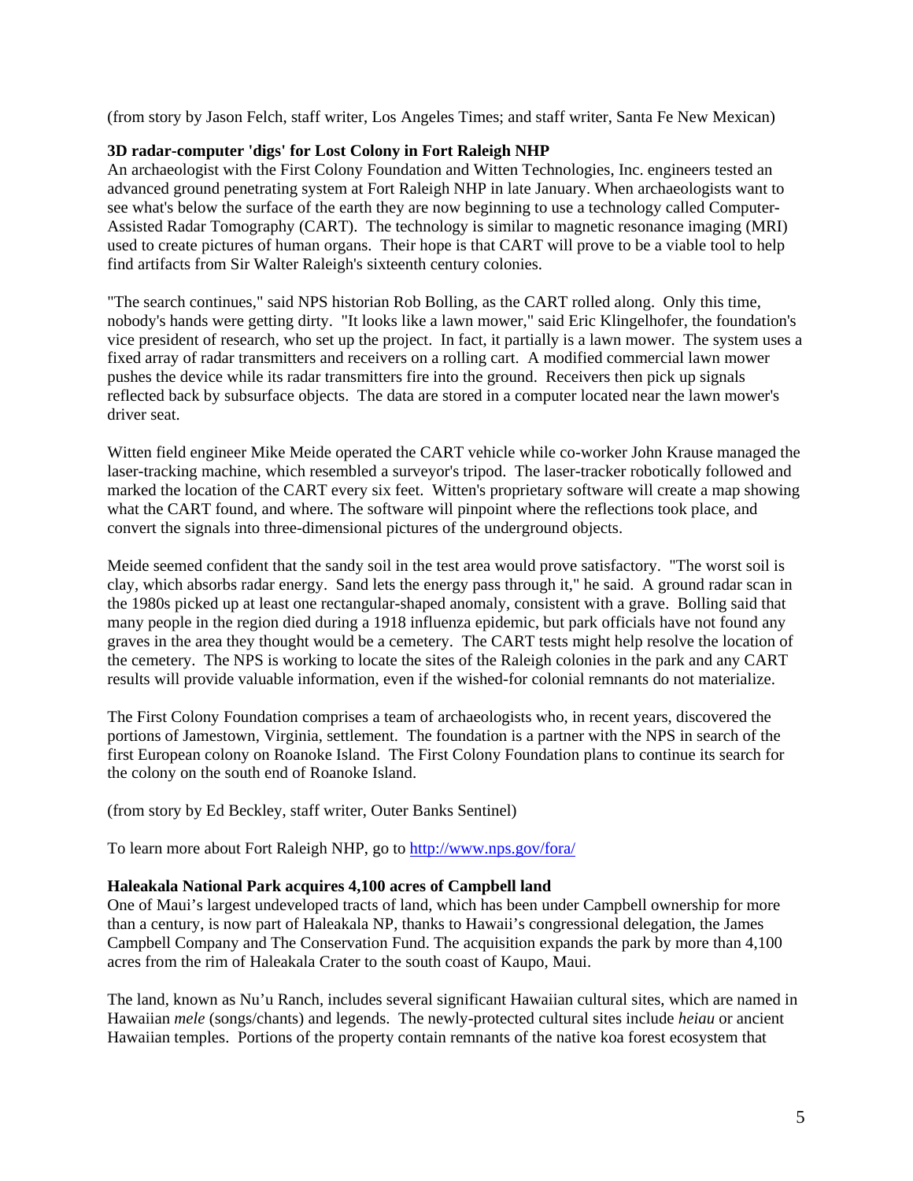(from story by Jason Felch, staff writer, Los Angeles Times; and staff writer, Santa Fe New Mexican)

**3D radar-computer 'digs' for Lost Colony in Fort Raleigh NHP**

An archaeologist with the First Colony Foundation and Witten Technologies, Inc. engineers tested an advanced ground penetrating system at Fort Raleigh NHP in late January. When archaeologists want to see what's below the surface of the earth they are now beginning to use a technology called Computer-Assisted Radar Tomography (CART). The technology is similar to magnetic resonance imaging (MRI) used to create pictures of human organs. Their hope is that CART will prove to be a viable tool to help find artifacts from Sir Walter Raleigh's sixteenth century colonies.

"The search continues," said NPS historian Rob Bolling, as the CART rolled along. Only this time, nobody's hands were getting dirty. "It looks like a lawn mower," said Eric Klingelhofer, the foundation's vice president of research, who set up the project. In fact, it partially is a lawn mower. The system uses a fixed array of radar transmitters and receivers on a rolling cart. A modified commercial lawn mower pushes the device while its radar transmitters fire into the ground. Receivers then pick up signals reflected back by subsurface objects. The data are stored in a computer located near the lawn mower's driver seat.

Witten field engineer Mike Meide operated the CART vehicle while co-worker John Krause managed the laser-tracking machine, which resembled a surveyor's tripod. The laser-tracker robotically followed and marked the location of the CART every six feet. Witten's proprietary software will create a map showing what the CART found, and where. The software will pinpoint where the reflections took place, and convert the signals into three-dimensional pictures of the underground objects.

Meide seemed confident that the sandy soil in the test area would prove satisfactory. "The worst soil is clay, which absorbs radar energy. Sand lets the energy pass through it," he said. A ground radar scan in the 1980s picked up at least one rectangular-shaped anomaly, consistent with a grave. Bolling said that many people in the region died during a 1918 influenza epidemic, but park officials have not found any graves in the area they thought would be a cemetery. The CART tests might help resolve the location of the cemetery. The NPS is working to locate the sites of the Raleigh colonies in the park and any CART results will provide valuable information, even if the wished-for colonial remnants do not materialize.

The First Colony Foundation comprises a team of archaeologists who, in recent years, discovered the portions of Jamestown, Virginia, settlement. The foundation is a partner with the NPS in search of the first European colony on Roanoke Island. The First Colony Foundation plans to continue its search for the colony on the south end of Roanoke Island.

(from story by Ed Beckley, staff writer, Outer Banks Sentinel)

To learn more about Fort Raleigh NHP, go to http://www.nps.gov/fora/

**Haleakala National Park acquires 4,100 acres of Campbell land**

One of Maui's largest undeveloped tracts of land, which has been under Campbell ownership for more than a century, is now part of Haleakala NP, thanks to Hawaii's congressional delegation, the James Campbell Company and The Conservation Fund. The acquisition expands the park by more than 4,100 acres from the rim of Haleakala Crater to the south coast of Kaupo, Maui.

The land, known as Nu'u Ranch, includes several significant Hawaiian cultural sites, which are named in Hawaiian *mele* (songs/chants) and legends. The newly-protected cultural sites include *heiau* or ancient Hawaiian temples. Portions of the property contain remnants of the native koa forest ecosystem that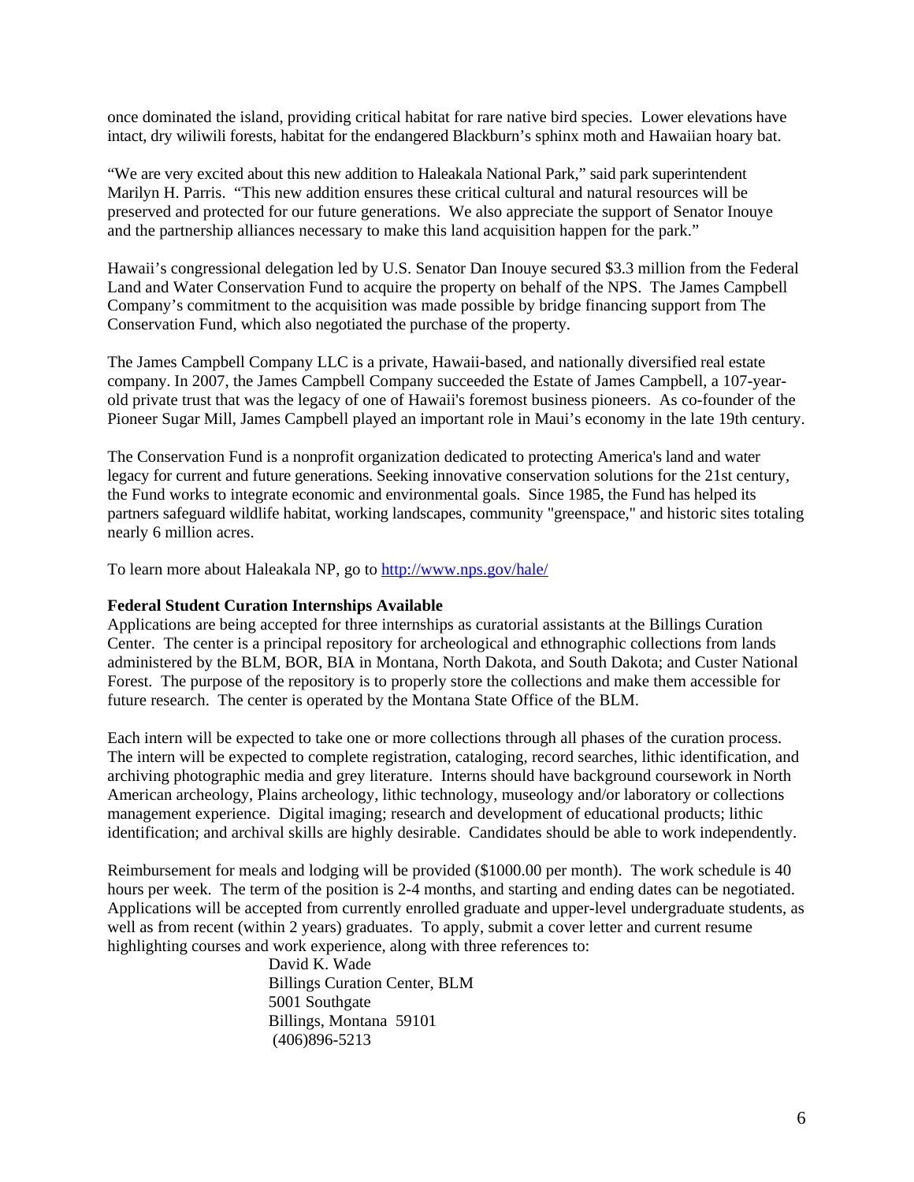once dominated the island, providing critical habitat for rare native bird species. Lower elevations have intact, dry wiliwili forests, habitat for the endangered Blackburn's sphinx moth and Hawaiian hoary bat.

"We are very excited about this new addition to Haleakala National Park," said park superintendent Marilyn H. Parris. "This new addition ensures these critical cultural and natural resources will be preserved and protected for our future generations. We also appreciate the support of Senator Inouye and the partnership alliances necessary to make this land acquisition happen for the park."

Hawaii's congressional delegation led by U.S. Senator Dan Inouye secured $3.3 million from the Federal Land and Water Conservation Fund to acquire the property on behalf of the NPS. The James Campbell Company's commitment to the acquisition was made possible by bridge financing support from The Conservation Fund, which also negotiated the purchase of the property.

The James Campbell Company LLC is a private, Hawaii-based, and nationally diversified real estate company. In 2007, the James Campbell Company succeeded the Estate of James Campbell, a 107-year-old private trust that was the legacy of one of Hawaii's foremost business pioneers. As co-founder of the Pioneer Sugar Mill, James Campbell played an important role in Maui's economy in the late 19th century.

The Conservation Fund is a nonprofit organization dedicated to protecting America's land and water legacy for current and future generations. Seeking innovative conservation solutions for the 21st century, the Fund works to integrate economic and environmental goals. Since 1985, the Fund has helped its partners safeguard wildlife habitat, working landscapes, community "greenspace," and historic sites totaling nearly 6 million acres.

To learn more about Haleakala NP, go to http://www.nps.gov/hale/

**Federal Student Curation Internships Available**

Applications are being accepted for three internships as curatorial assistants at the Billings Curation Center. The center is a principal repository for archeological and ethnographic collections from lands administered by the BLM, BOR, BIA in Montana, North Dakota, and South Dakota; and Custer National Forest. The purpose of the repository is to properly store the collections and make them accessible for future research. The center is operated by the Montana State Office of the BLM.

Each intern will be expected to take one or more collections through all phases of the curation process. The intern will be expected to complete registration, cataloging, record searches, lithic identification, and archiving photographic media and grey literature. Interns should have background coursework in North American archeology, Plains archeology, lithic technology, museology and/or laboratory or collections management experience. Digital imaging; research and development of educational products; lithic identification; and archival skills are highly desirable. Candidates should be able to work independently.

Reimbursement for meals and lodging will be provided ($1000.00 per month). The work schedule is 40 hours per week. The term of the position is 2-4 months, and starting and ending dates can be negotiated. Applications will be accepted from currently enrolled graduate and upper-level undergraduate students, as well as from recent (within 2 years) graduates. To apply, submit a cover letter and current resume highlighting courses and work experience, along with three references to:

David K. Wade  
Billings Curation Center, BLM  
5001 Southgate  
Billings, Montana 59101  
(406)896-5213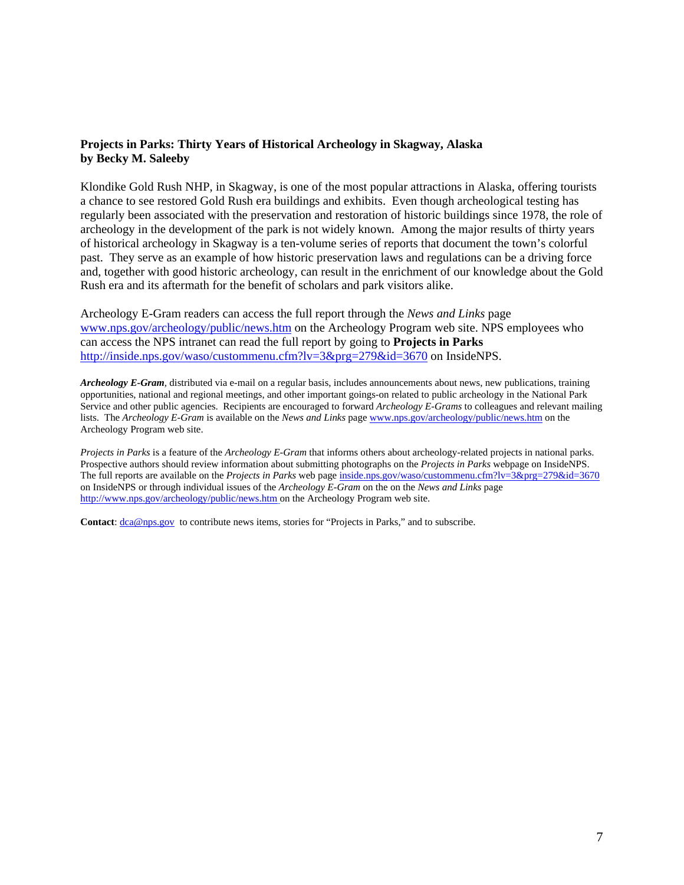**Projects in Parks: Thirty Years of Historical Archeology in Skagway, Alaska**
**by Becky M. Saleeby**

Klondike Gold Rush NHP, in Skagway, is one of the most popular attractions in Alaska, offering tourists a chance to see restored Gold Rush era buildings and exhibits. Even though archeological testing has regularly been associated with the preservation and restoration of historic buildings since 1978, the role of archeology in the development of the park is not widely known. Among the major results of thirty years of historical archeology in Skagway is a ten-volume series of reports that document the town's colorful past. They serve as an example of how historic preservation laws and regulations can be a driving force and, together with good historic archeology, can result in the enrichment of our knowledge about the Gold Rush era and its aftermath for the benefit of scholars and park visitors alike.

Archeology E-Gram readers can access the full report through the *News and Links* page www.nps.gov/archeology/public/news.htm on the Archeology Program web site. NPS employees who can access the NPS intranet can read the full report by going to **Projects in Parks** http://inside.nps.gov/waso/custommenu.cfm?lv=3&prg=279&id=3670 on InsideNPS.

***Archeology E-Gram***, distributed via e-mail on a regular basis, includes announcements about news, new publications, training opportunities, national and regional meetings, and other important goings-on related to public archeology in the National Park Service and other public agencies. Recipients are encouraged to forward *Archeology E-Grams* to colleagues and relevant mailing lists. The *Archeology E-Gram* is available on the *News and Links* page www.nps.gov/archeology/public/news.htm on the Archeology Program web site.

*Projects in Parks* is a feature of the *Archeology E-Gram* that informs others about archeology-related projects in national parks. Prospective authors should review information about submitting photographs on the *Projects in Parks* webpage on InsideNPS. The full reports are available on the *Projects in Parks* web page inside.nps.gov/waso/custommenu.cfm?lv=3&prg=279&id=3670 on InsideNPS or through individual issues of the *Archeology E-Gram* on the on the *News and Links* page http://www.nps.gov/archeology/public/news.htm on the Archeology Program web site.

**Contact**: dca@nps.gov to contribute news items, stories for "Projects in Parks," and to subscribe.